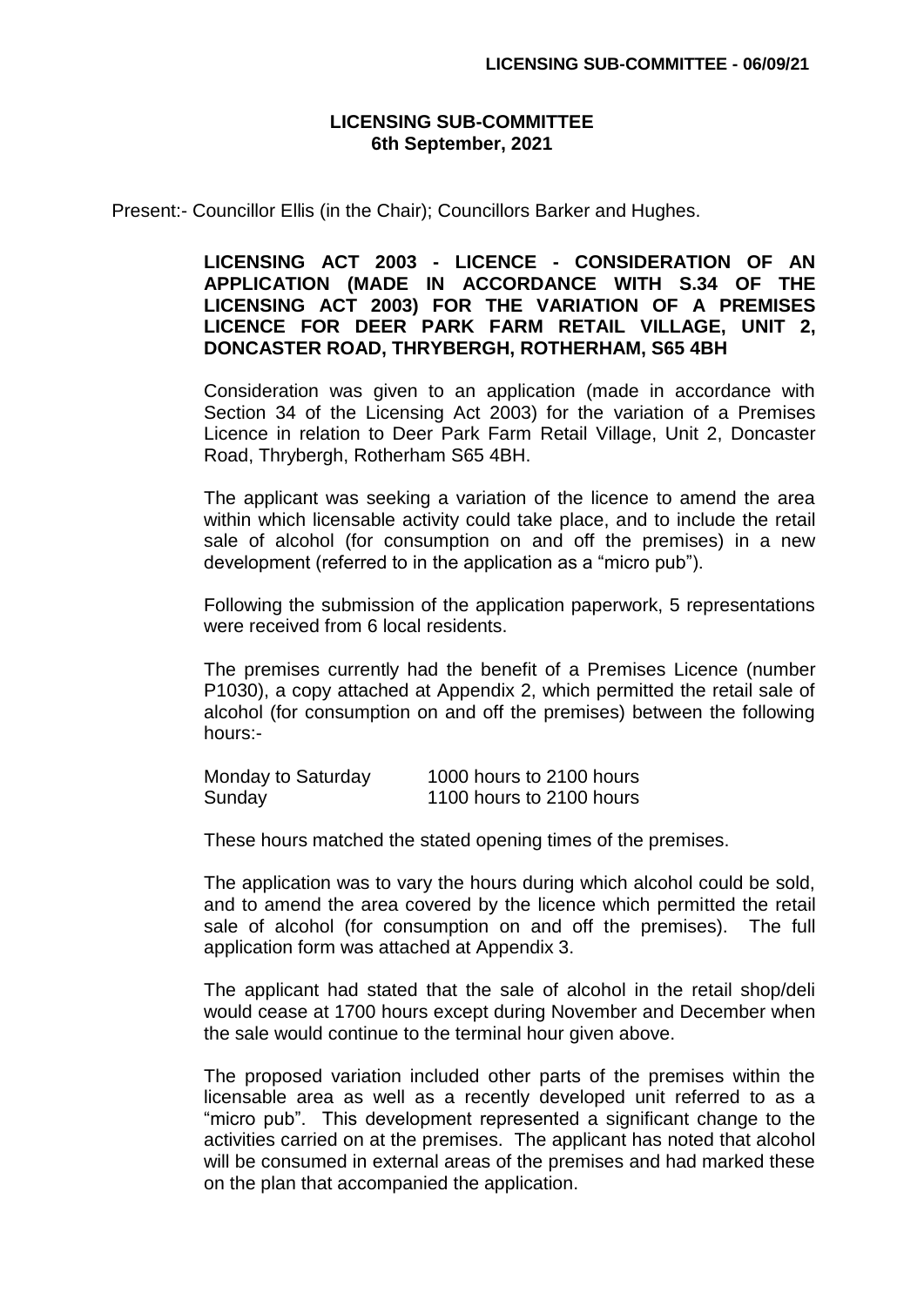# LICENSING SUB-COMMITTEE
## 6th September, 2021

Present:- Councillor Ellis (in the Chair); Councillors Barker and Hughes.

### LICENSING ACT 2003 - LICENCE - CONSIDERATION OF AN APPLICATION (MADE IN ACCORDANCE WITH S.34 OF THE LICENSING ACT 2003) FOR THE VARIATION OF A PREMISES LICENCE FOR DEER PARK FARM RETAIL VILLAGE, UNIT 2, DONCASTER ROAD, THRYBERGH, ROTHERHAM, S65 4BH

Consideration was given to an application (made in accordance with Section 34 of the Licensing Act 2003) for the variation of a Premises Licence in relation to Deer Park Farm Retail Village, Unit 2, Doncaster Road, Thrybergh, Rotherham S65 4BH.

The applicant was seeking a variation of the licence to amend the area within which licensable activity could take place, and to include the retail sale of alcohol (for consumption on and off the premises) in a new development (referred to in the application as a "micro pub").

Following the submission of the application paperwork, 5 representations were received from 6 local residents.

The premises currently had the benefit of a Premises Licence (number P1030), a copy attached at Appendix 2, which permitted the retail sale of alcohol (for consumption on and off the premises) between the following hours:-

| | |
|---|---|
| Monday to Saturday | 1000 hours to 2100 hours |
| Sunday | 1100 hours to 2100 hours |

These hours matched the stated opening times of the premises.

The application was to vary the hours during which alcohol could be sold, and to amend the area covered by the licence which permitted the retail sale of alcohol (for consumption on and off the premises). The full application form was attached at Appendix 3.

The applicant had stated that the sale of alcohol in the retail shop/deli would cease at 1700 hours except during November and December when the sale would continue to the terminal hour given above.

The proposed variation included other parts of the premises within the licensable area as well as a recently developed unit referred to as a "micro pub". This development represented a significant change to the activities carried on at the premises. The applicant has noted that alcohol will be consumed in external areas of the premises and had marked these on the plan that accompanied the application.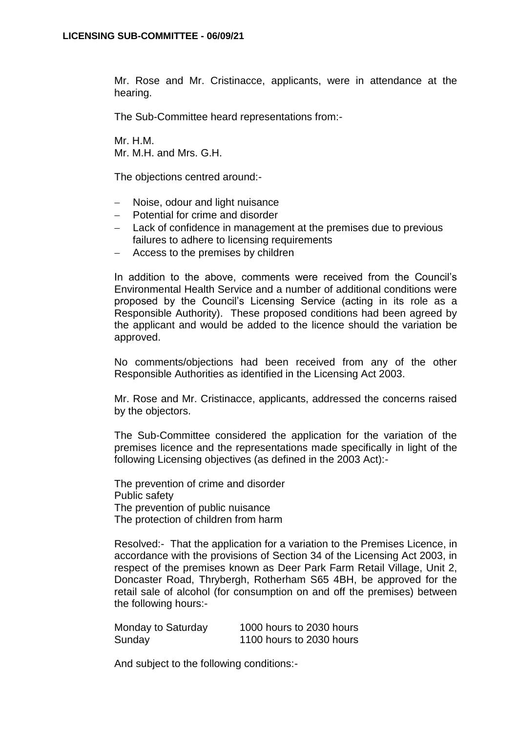Mr. Rose and Mr. Cristinacce, applicants, were in attendance at the hearing.

The Sub-Committee heard representations from:-

Mr. H.M.
Mr. M.H. and Mrs. G.H.

The objections centred around:-

- Noise, odour and light nuisance
- Potential for crime and disorder
- Lack of confidence in management at the premises due to previous failures to adhere to licensing requirements
- Access to the premises by children

In addition to the above, comments were received from the Council's Environmental Health Service and a number of additional conditions were proposed by the Council's Licensing Service (acting in its role as a Responsible Authority). These proposed conditions had been agreed by the applicant and would be added to the licence should the variation be approved.

No comments/objections had been received from any of the other Responsible Authorities as identified in the Licensing Act 2003.

Mr. Rose and Mr. Cristinacce, applicants, addressed the concerns raised by the objectors.

The Sub-Committee considered the application for the variation of the premises licence and the representations made specifically in light of the following Licensing objectives (as defined in the 2003 Act):-

The prevention of crime and disorder
Public safety
The prevention of public nuisance
The protection of children from harm

Resolved:- That the application for a variation to the Premises Licence, in accordance with the provisions of Section 34 of the Licensing Act 2003, in respect of the premises known as Deer Park Farm Retail Village, Unit 2, Doncaster Road, Thrybergh, Rotherham S65 4BH, be approved for the retail sale of alcohol (for consumption on and off the premises) between the following hours:-

| | |
|---|---|
| Monday to Saturday | 1000 hours to 2030 hours |
| Sunday | 1100 hours to 2030 hours |

And subject to the following conditions:-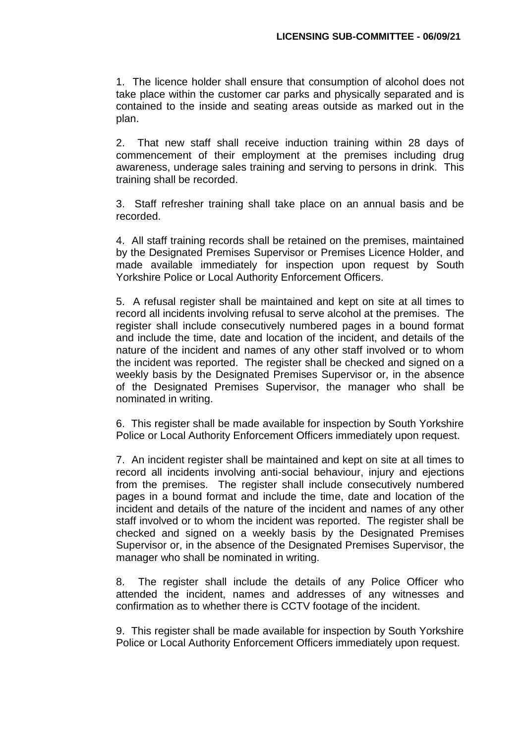1. The licence holder shall ensure that consumption of alcohol does not take place within the customer car parks and physically separated and is contained to the inside and seating areas outside as marked out in the plan.

2. That new staff shall receive induction training within 28 days of commencement of their employment at the premises including drug awareness, underage sales training and serving to persons in drink. This training shall be recorded.

3. Staff refresher training shall take place on an annual basis and be recorded.

4. All staff training records shall be retained on the premises, maintained by the Designated Premises Supervisor or Premises Licence Holder, and made available immediately for inspection upon request by South Yorkshire Police or Local Authority Enforcement Officers.

5. A refusal register shall be maintained and kept on site at all times to record all incidents involving refusal to serve alcohol at the premises. The register shall include consecutively numbered pages in a bound format and include the time, date and location of the incident, and details of the nature of the incident and names of any other staff involved or to whom the incident was reported. The register shall be checked and signed on a weekly basis by the Designated Premises Supervisor or, in the absence of the Designated Premises Supervisor, the manager who shall be nominated in writing.

6. This register shall be made available for inspection by South Yorkshire Police or Local Authority Enforcement Officers immediately upon request.

7. An incident register shall be maintained and kept on site at all times to record all incidents involving anti-social behaviour, injury and ejections from the premises. The register shall include consecutively numbered pages in a bound format and include the time, date and location of the incident and details of the nature of the incident and names of any other staff involved or to whom the incident was reported. The register shall be checked and signed on a weekly basis by the Designated Premises Supervisor or, in the absence of the Designated Premises Supervisor, the manager who shall be nominated in writing.

8. The register shall include the details of any Police Officer who attended the incident, names and addresses of any witnesses and confirmation as to whether there is CCTV footage of the incident.

9. This register shall be made available for inspection by South Yorkshire Police or Local Authority Enforcement Officers immediately upon request.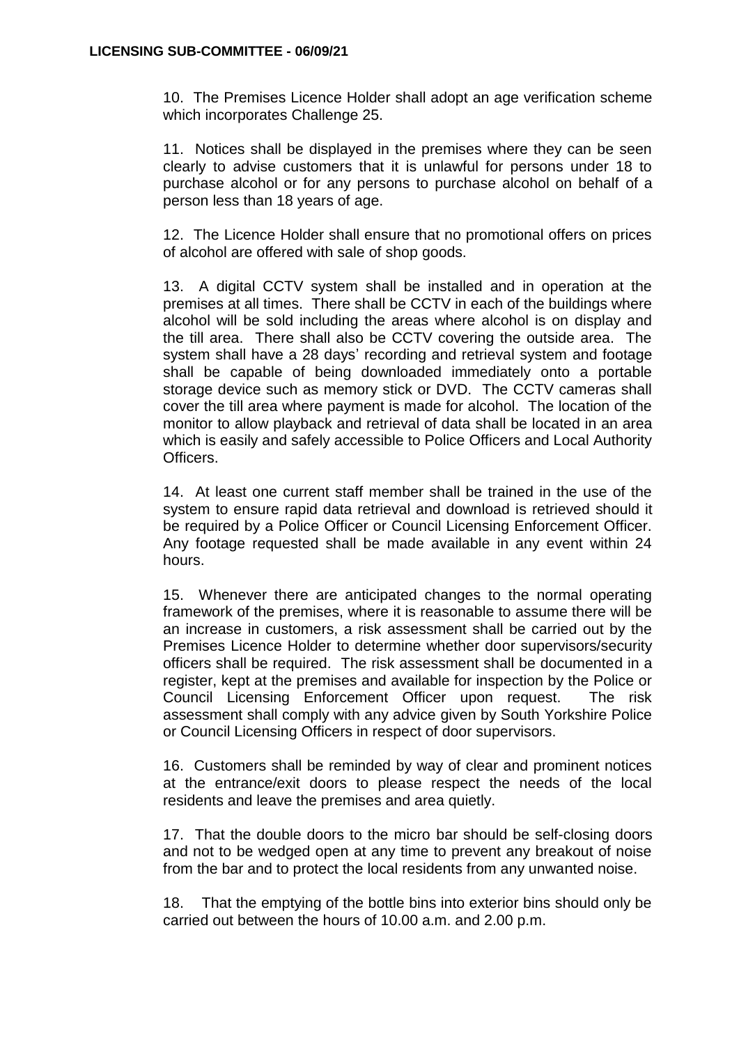10. The Premises Licence Holder shall adopt an age verification scheme which incorporates Challenge 25.

11. Notices shall be displayed in the premises where they can be seen clearly to advise customers that it is unlawful for persons under 18 to purchase alcohol or for any persons to purchase alcohol on behalf of a person less than 18 years of age.

12. The Licence Holder shall ensure that no promotional offers on prices of alcohol are offered with sale of shop goods.

13. A digital CCTV system shall be installed and in operation at the premises at all times. There shall be CCTV in each of the buildings where alcohol will be sold including the areas where alcohol is on display and the till area. There shall also be CCTV covering the outside area. The system shall have a 28 days' recording and retrieval system and footage shall be capable of being downloaded immediately onto a portable storage device such as memory stick or DVD. The CCTV cameras shall cover the till area where payment is made for alcohol. The location of the monitor to allow playback and retrieval of data shall be located in an area which is easily and safely accessible to Police Officers and Local Authority Officers.

14. At least one current staff member shall be trained in the use of the system to ensure rapid data retrieval and download is retrieved should it be required by a Police Officer or Council Licensing Enforcement Officer. Any footage requested shall be made available in any event within 24 hours.

15. Whenever there are anticipated changes to the normal operating framework of the premises, where it is reasonable to assume there will be an increase in customers, a risk assessment shall be carried out by the Premises Licence Holder to determine whether door supervisors/security officers shall be required. The risk assessment shall be documented in a register, kept at the premises and available for inspection by the Police or Council Licensing Enforcement Officer upon request. The risk assessment shall comply with any advice given by South Yorkshire Police or Council Licensing Officers in respect of door supervisors.

16. Customers shall be reminded by way of clear and prominent notices at the entrance/exit doors to please respect the needs of the local residents and leave the premises and area quietly.

17. That the double doors to the micro bar should be self-closing doors and not to be wedged open at any time to prevent any breakout of noise from the bar and to protect the local residents from any unwanted noise.

18. That the emptying of the bottle bins into exterior bins should only be carried out between the hours of 10.00 a.m. and 2.00 p.m.